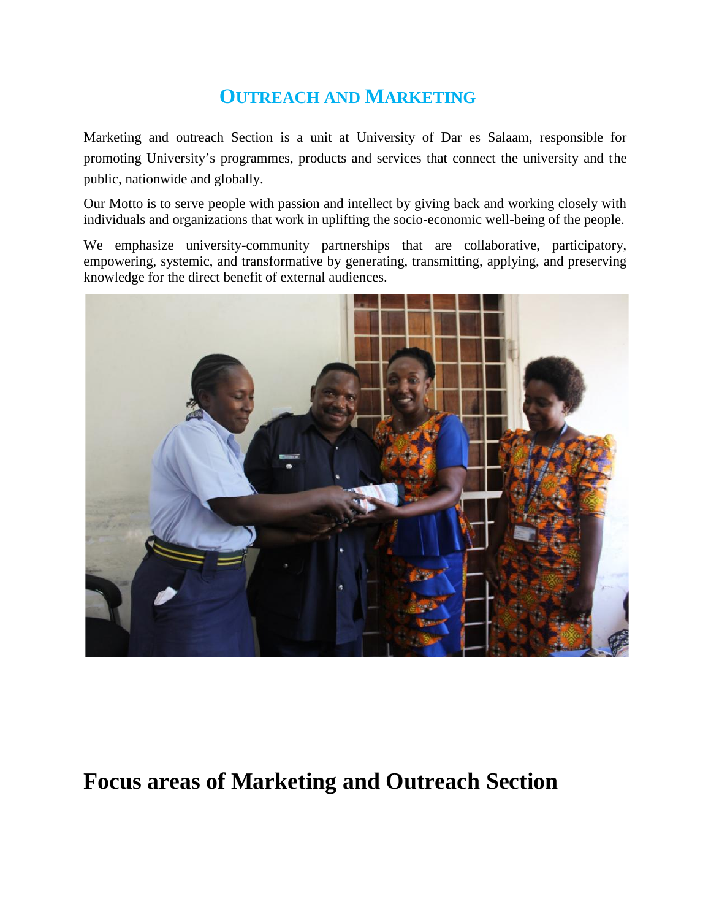# OUTREACH AND MARKETING

Marketing and outreach Section is a unit at University of Dar es Salaam, responsible for promoting University's programmes, products and services that connect the university and the public, nationwide and globally.

Our Motto is to serve people with passion and intellect by giving back and working closely with individuals and organizations that work in uplifting the socio-economic well-being of the people.

We emphasize university-community partnerships that are collaborative, participatory, empowering, systemic, and transformative by generating, transmitting, applying, and preserving knowledge for the direct benefit of external audiences.

## Focus areas of Marketing and Outreach Section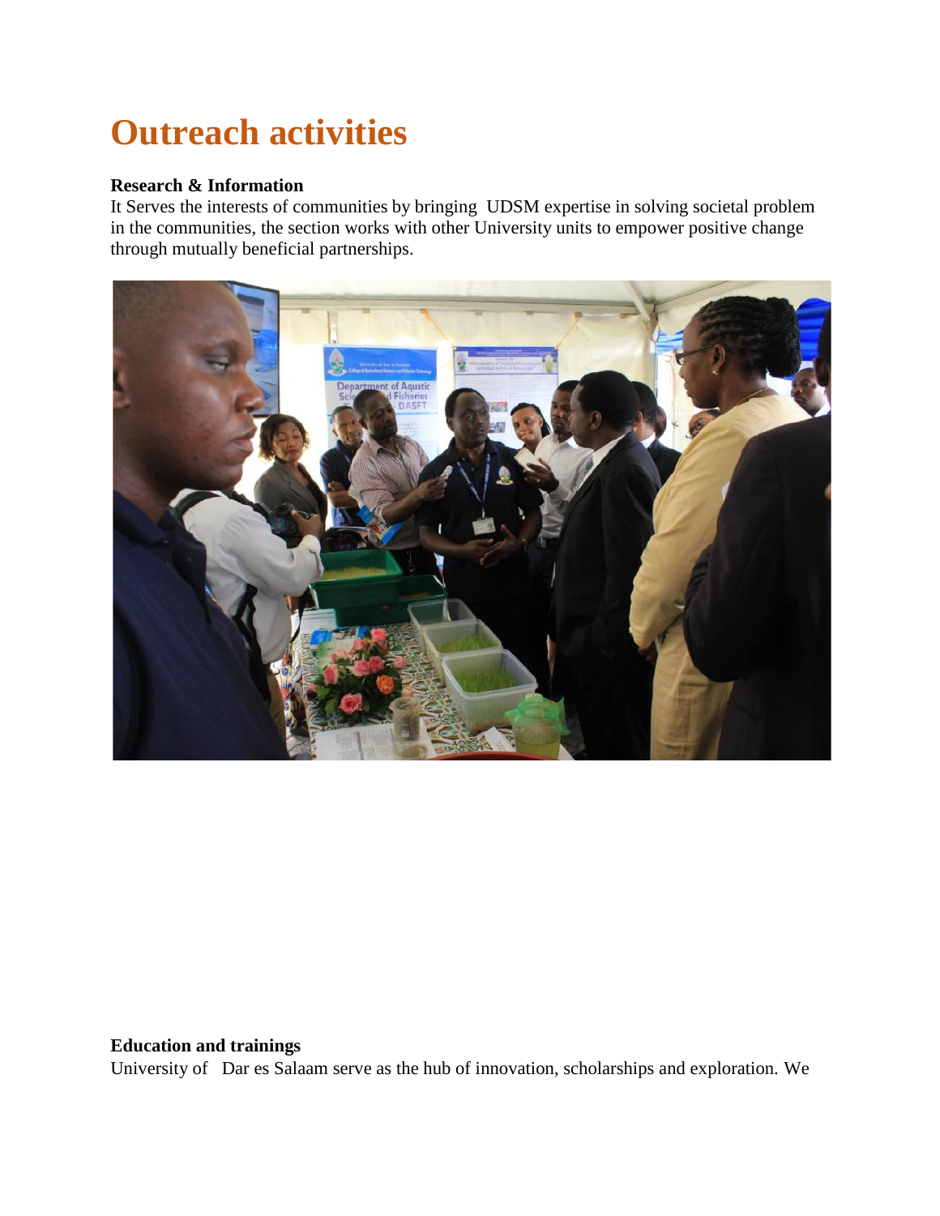# Outreach activities

**Research & Information**

It Serves the interests of communities by bringing UDSM expertise in solving societal problem in the communities, the section works with other University units to empower positive change through mutually beneficial partnerships.

**Education and trainings**

University of Dar es Salaam serve as the hub of innovation, scholarships and exploration. We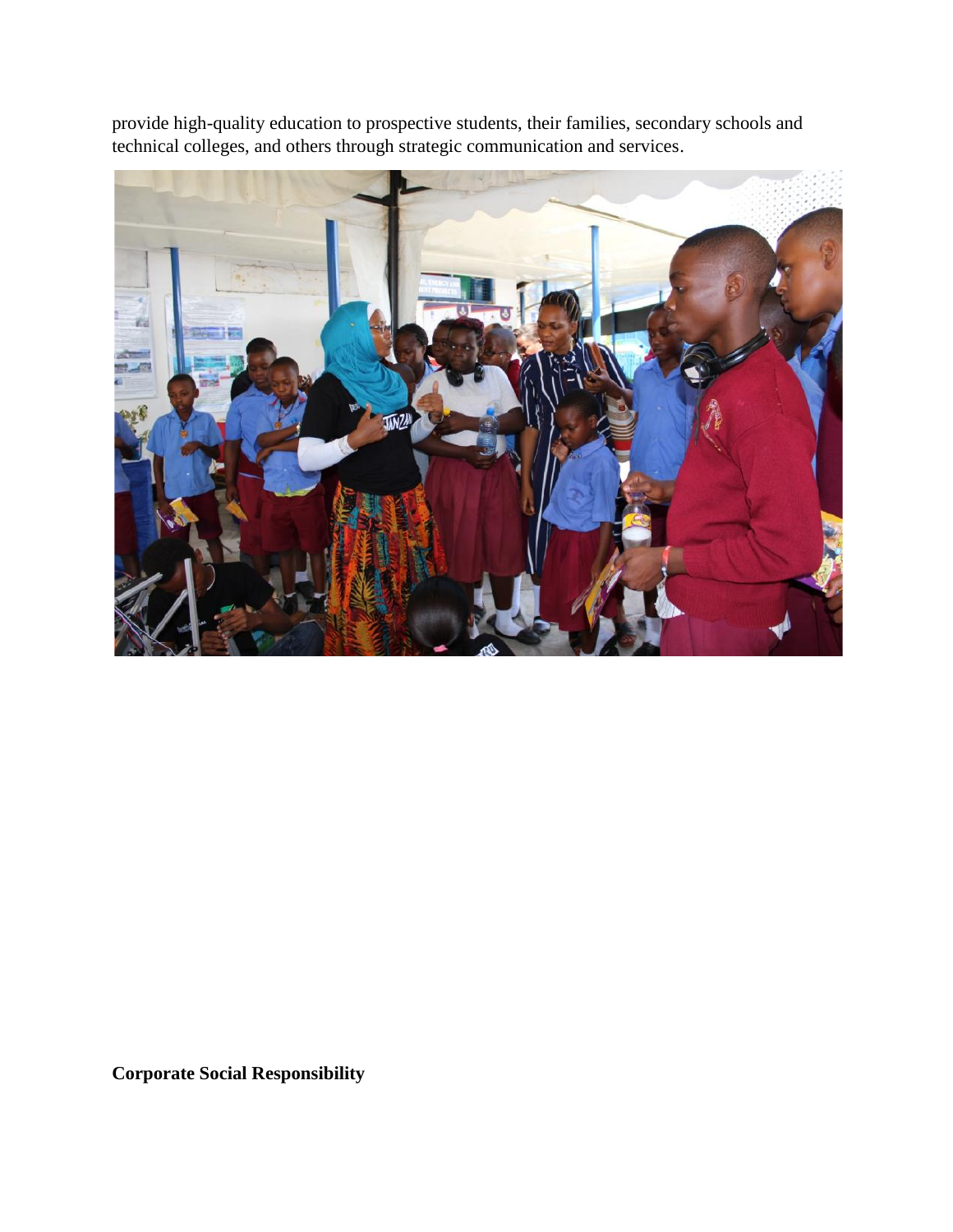provide high-quality education to prospective students, their families, secondary schools and technical colleges, and others through strategic communication and services.

**Corporate Social Responsibility**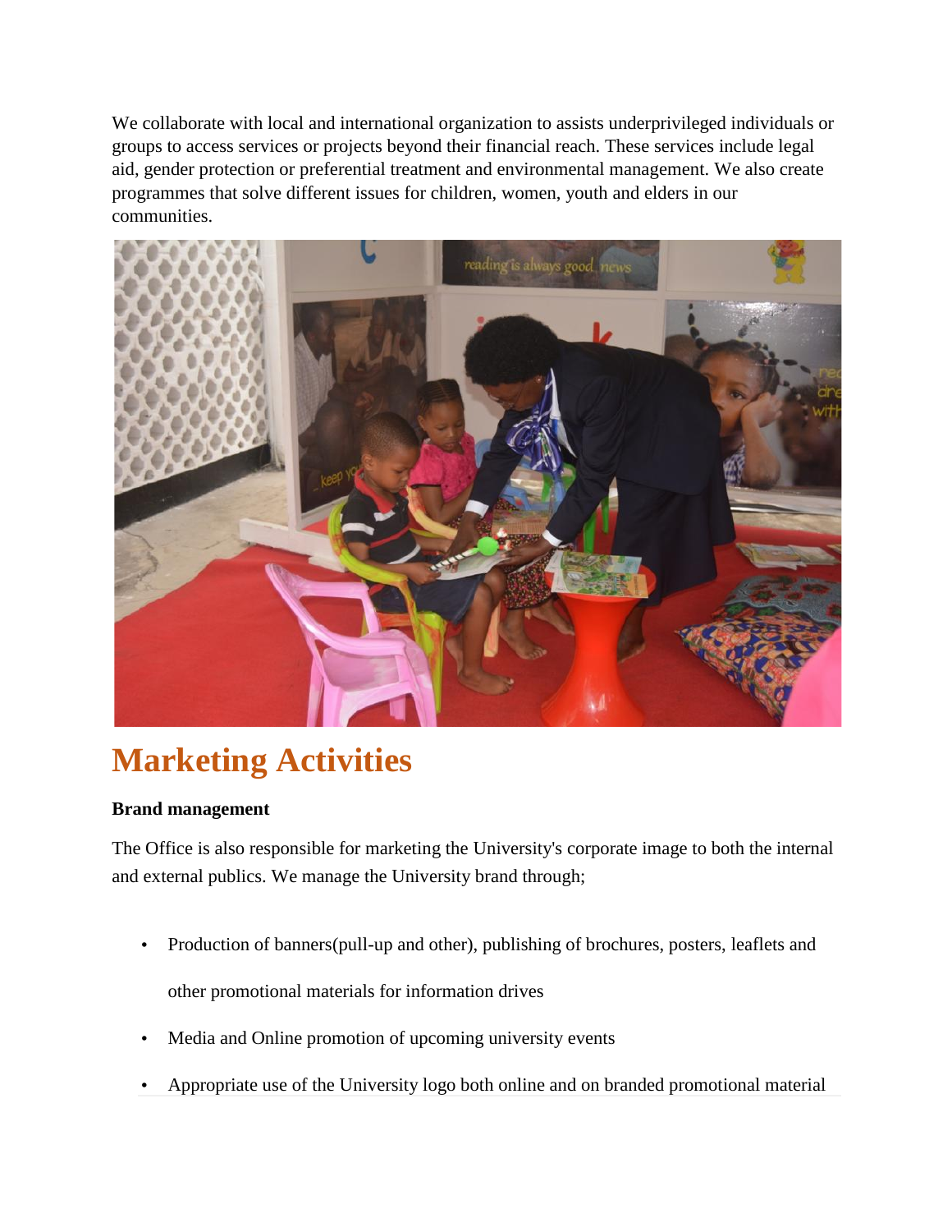We collaborate with local and international organization to assists underprivileged individuals or groups to access services or projects beyond their financial reach. These services include legal aid, gender protection or preferential treatment and environmental management. We also create programmes that solve different issues for children, women, youth and elders in our communities.

# Marketing Activities

**Brand management**

The Office is also responsible for marketing the University's corporate image to both the internal and external publics. We manage the University brand through;

- Production of banners(pull-up and other), publishing of brochures, posters, leaflets and other promotional materials for information drives
- Media and Online promotion of upcoming university events
- Appropriate use of the University logo both online and on branded promotional material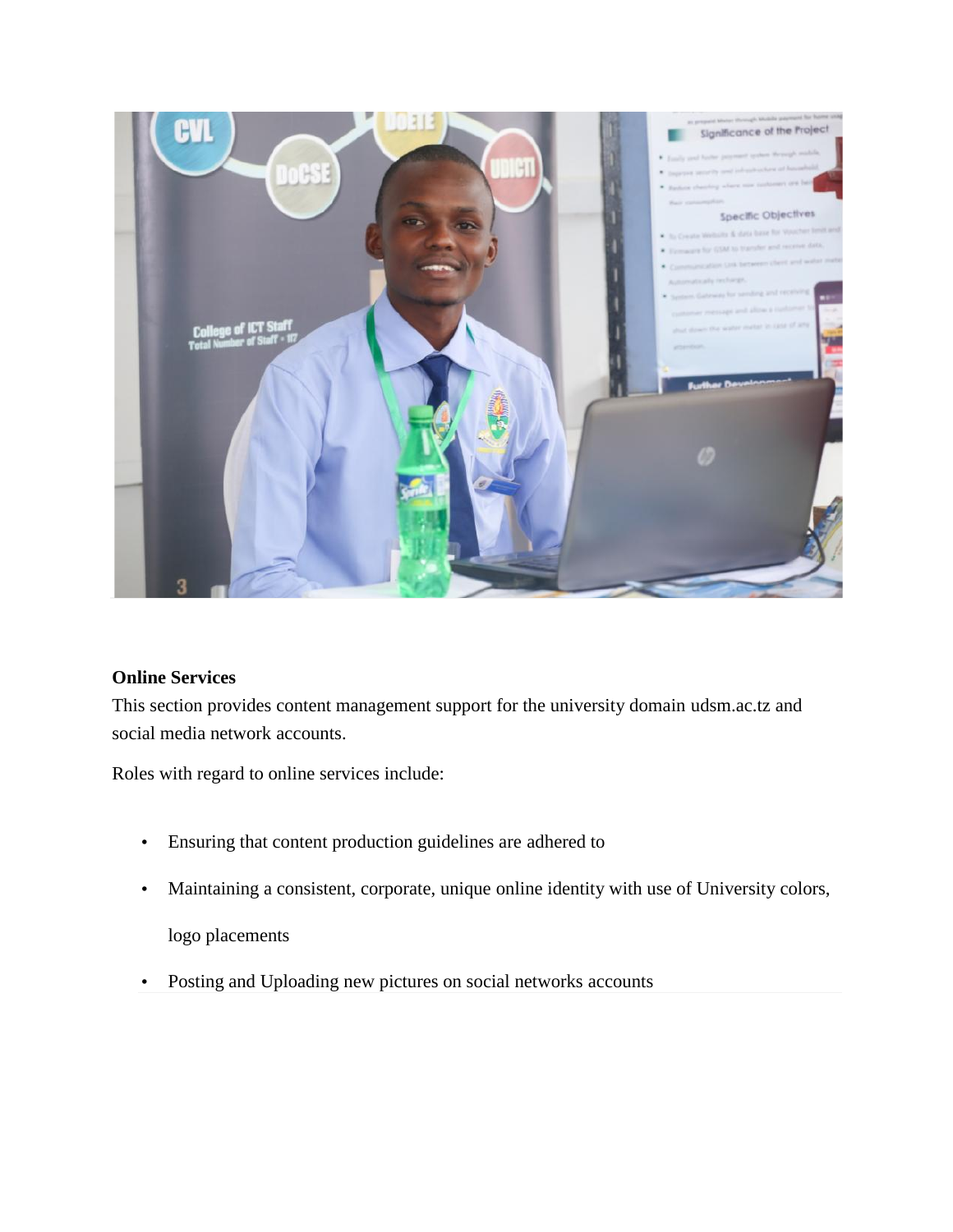**Online Services**

This section provides content management support for the university domain udsm.ac.tz and social media network accounts.

Roles with regard to online services include:

- Ensuring that content production guidelines are adhered to
- Maintaining a consistent, corporate, unique online identity with use of University colors, logo placements
- Posting and Uploading new pictures on social networks accounts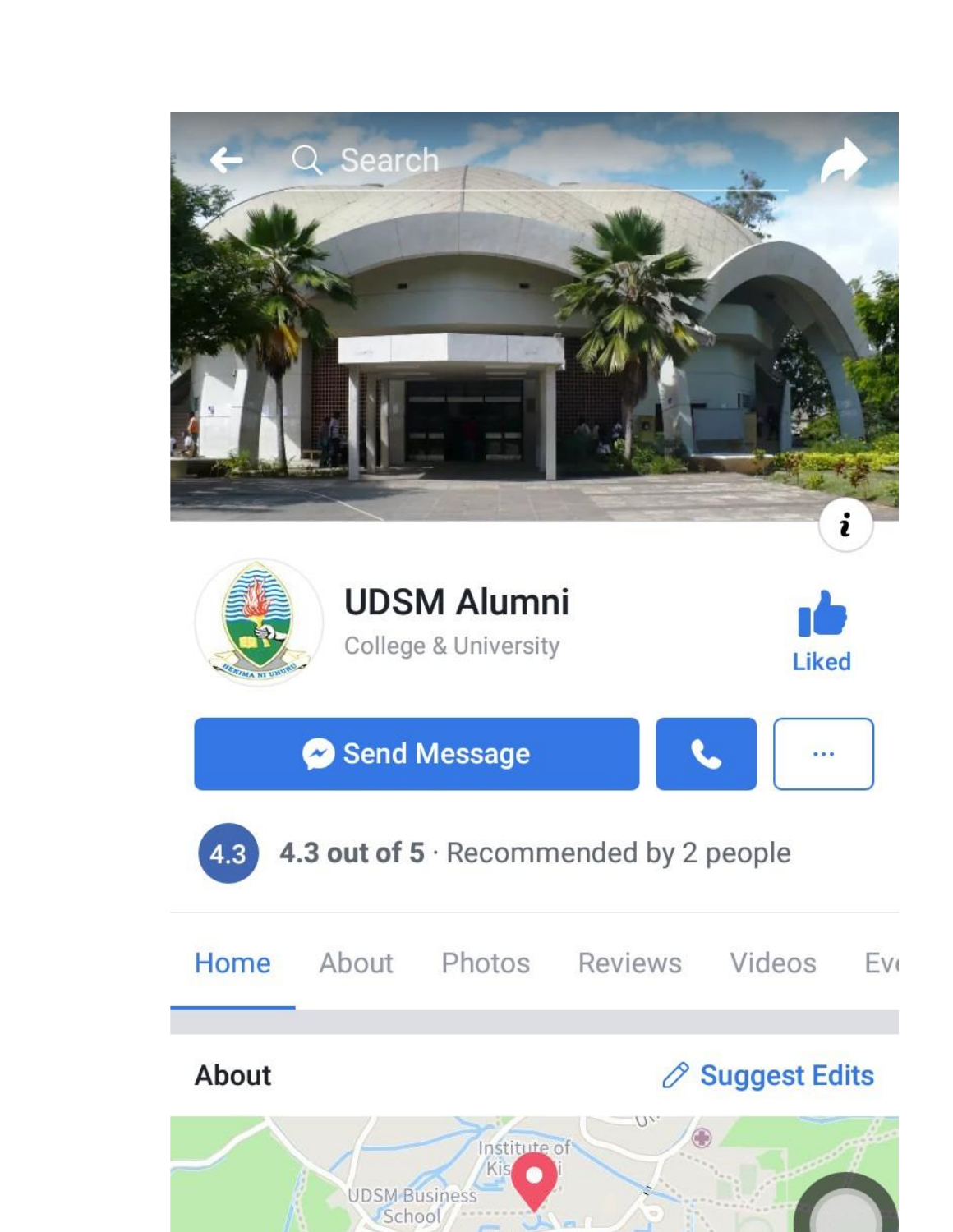Search

UDSM Alumni

College & University

Liked

Send Message

...

4.3 out of 5 · Recommended by 2 people

Home About Photos Reviews Videos Eve

About

Suggest Edits

Institute of Kis...i

UDSM Business School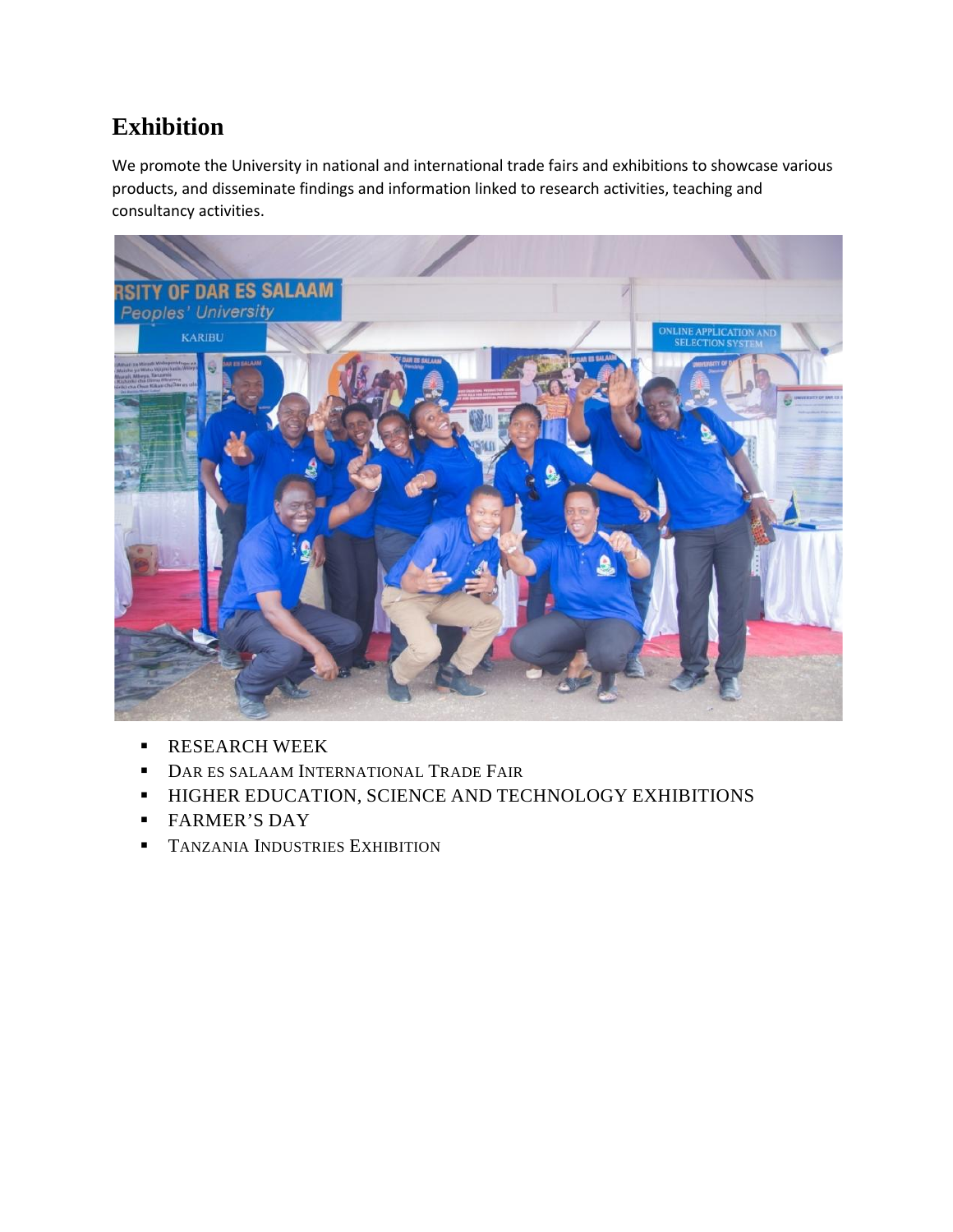# Exhibition

We promote the University in national and international trade fairs and exhibitions to showcase various products, and disseminate findings and information linked to research activities, teaching and consultancy activities.

- RESEARCH WEEK
- DAR ES SALAAM INTERNATIONAL TRADE FAIR
- HIGHER EDUCATION, SCIENCE AND TECHNOLOGY EXHIBITIONS
- FARMER'S DAY
- TANZANIA INDUSTRIES EXHIBITION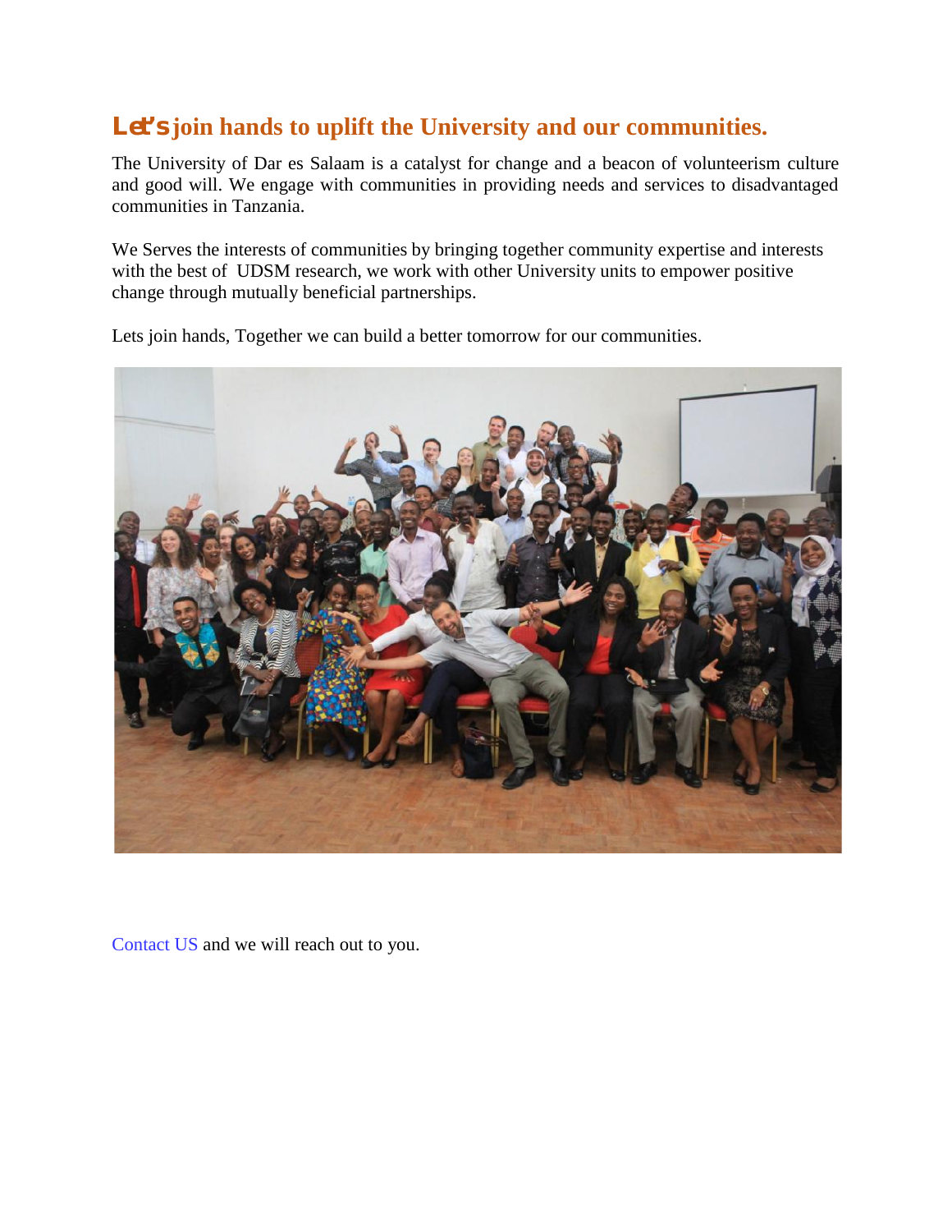## Let's join hands to uplift the University and our communities.

The University of Dar es Salaam is a catalyst for change and a beacon of volunteerism culture and good will. We engage with communities in providing needs and services to disadvantaged communities in Tanzania.

We Serves the interests of communities by bringing together community expertise and interests with the best of UDSM research, we work with other University units to empower positive change through mutually beneficial partnerships.

Lets join hands, Together we can build a better tomorrow for our communities.

Contact US and we will reach out to you.